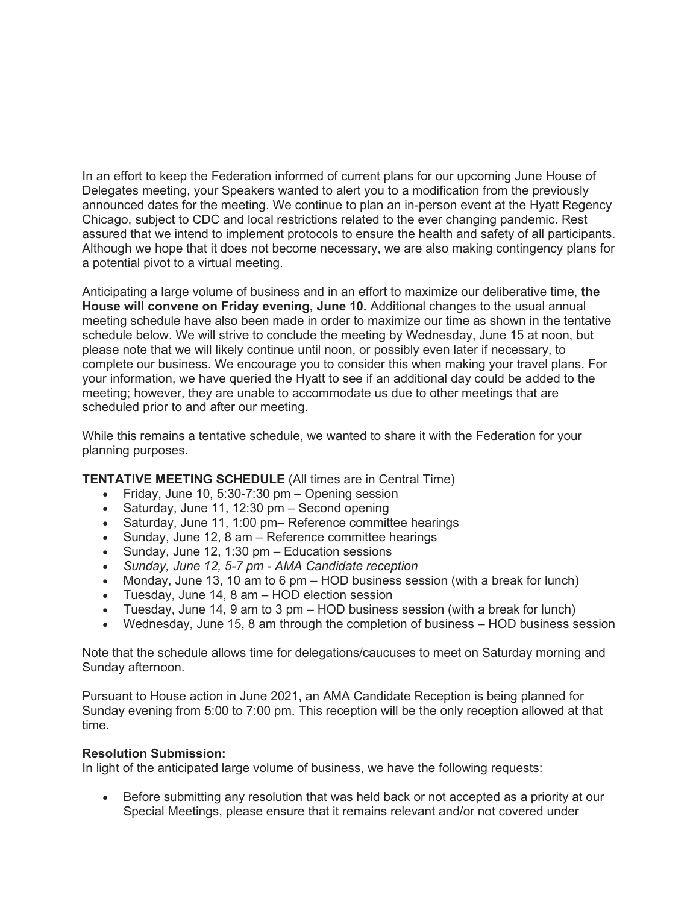In an effort to keep the Federation informed of current plans for our upcoming June House of Delegates meeting, your Speakers wanted to alert you to a modification from the previously announced dates for the meeting. We continue to plan an in-person event at the Hyatt Regency Chicago, subject to CDC and local restrictions related to the ever changing pandemic. Rest assured that we intend to implement protocols to ensure the health and safety of all participants. Although we hope that it does not become necessary, we are also making contingency plans for a potential pivot to a virtual meeting.

Anticipating a large volume of business and in an effort to maximize our deliberative time, **the House will convene on Friday evening, June 10.** Additional changes to the usual annual meeting schedule have also been made in order to maximize our time as shown in the tentative schedule below. We will strive to conclude the meeting by Wednesday, June 15 at noon, but please note that we will likely continue until noon, or possibly even later if necessary, to complete our business. We encourage you to consider this when making your travel plans. For your information, we have queried the Hyatt to see if an additional day could be added to the meeting; however, they are unable to accommodate us due to other meetings that are scheduled prior to and after our meeting.

While this remains a tentative schedule, we wanted to share it with the Federation for your planning purposes.

**TENTATIVE MEETING SCHEDULE** (All times are in Central Time)

- Friday, June 10, 5:30-7:30 pm – Opening session
- Saturday, June 11, 12:30 pm – Second opening
- Saturday, June 11, 1:00 pm– Reference committee hearings
- Sunday, June 12, 8 am – Reference committee hearings
- Sunday, June 12, 1:30 pm – Education sessions
- *Sunday, June 12, 5-7 pm - AMA Candidate reception*
- Monday, June 13, 10 am to 6 pm – HOD business session (with a break for lunch)
- Tuesday, June 14, 8 am – HOD election session
- Tuesday, June 14, 9 am to 3 pm – HOD business session (with a break for lunch)
- Wednesday, June 15, 8 am through the completion of business – HOD business session

Note that the schedule allows time for delegations/caucuses to meet on Saturday morning and Sunday afternoon.

Pursuant to House action in June 2021, an AMA Candidate Reception is being planned for Sunday evening from 5:00 to 7:00 pm. This reception will be the only reception allowed at that time.

**Resolution Submission:**
In light of the anticipated large volume of business, we have the following requests:

- Before submitting any resolution that was held back or not accepted as a priority at our Special Meetings, please ensure that it remains relevant and/or not covered under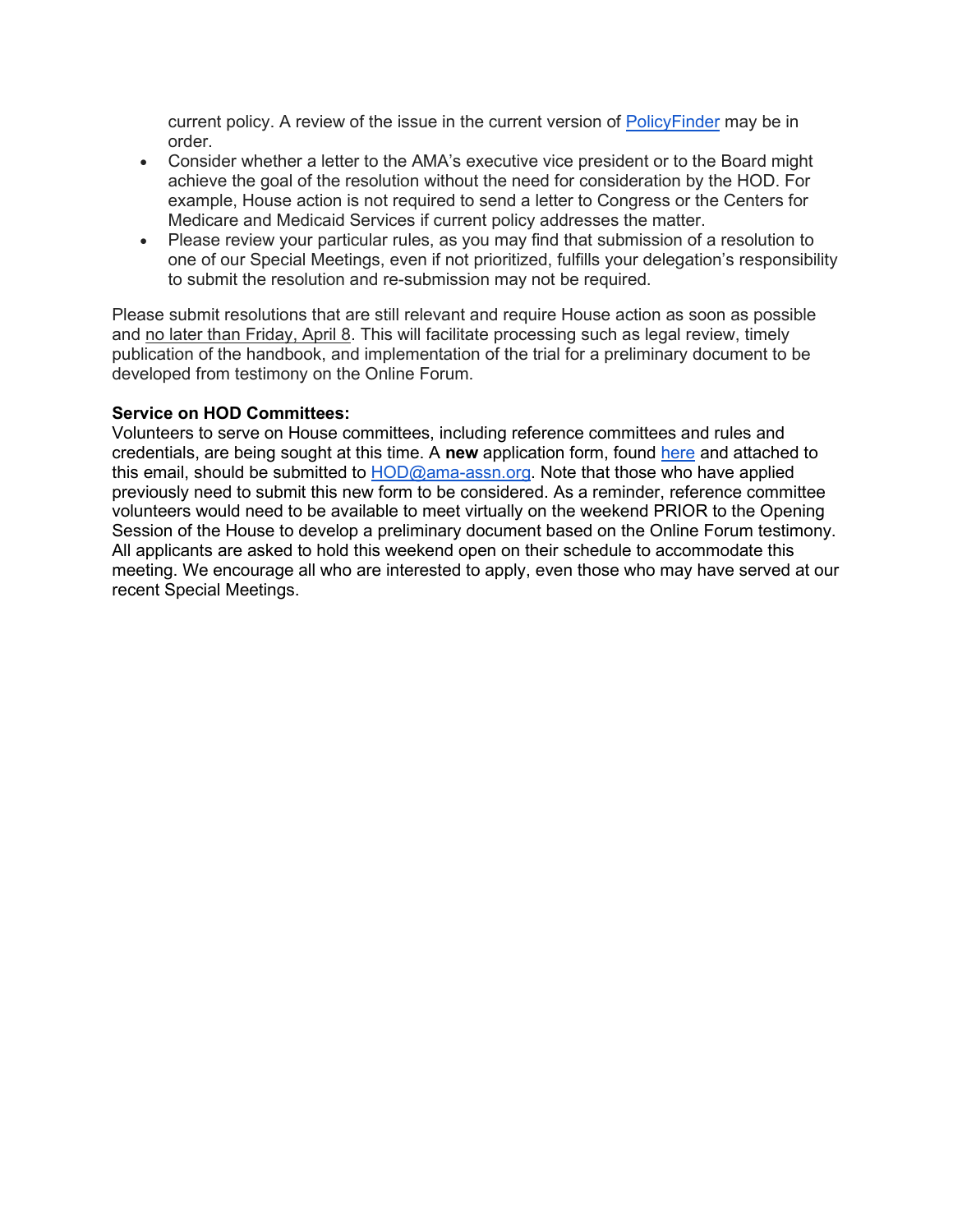current policy. A review of the issue in the current version of [PolicyFinder](#) may be in order.

- Consider whether a letter to the AMA's executive vice president or to the Board might achieve the goal of the resolution without the need for consideration by the HOD. For example, House action is not required to send a letter to Congress or the Centers for Medicare and Medicaid Services if current policy addresses the matter.
- Please review your particular rules, as you may find that submission of a resolution to one of our Special Meetings, even if not prioritized, fulfills your delegation's responsibility to submit the resolution and re-submission may not be required.

Please submit resolutions that are still relevant and require House action as soon as possible and <u>no later than Friday, April 8</u>. This will facilitate processing such as legal review, timely publication of the handbook, and implementation of the trial for a preliminary document to be developed from testimony on the Online Forum.

**Service on HOD Committees:**
Volunteers to serve on House committees, including reference committees and rules and credentials, are being sought at this time. A **new** application form, found [here](#) and attached to this email, should be submitted to [HOD@ama-assn.org](mailto:HOD@ama-assn.org). Note that those who have applied previously need to submit this new form to be considered. As a reminder, reference committee volunteers would need to be available to meet virtually on the weekend PRIOR to the Opening Session of the House to develop a preliminary document based on the Online Forum testimony. All applicants are asked to hold this weekend open on their schedule to accommodate this meeting. We encourage all who are interested to apply, even those who may have served at our recent Special Meetings.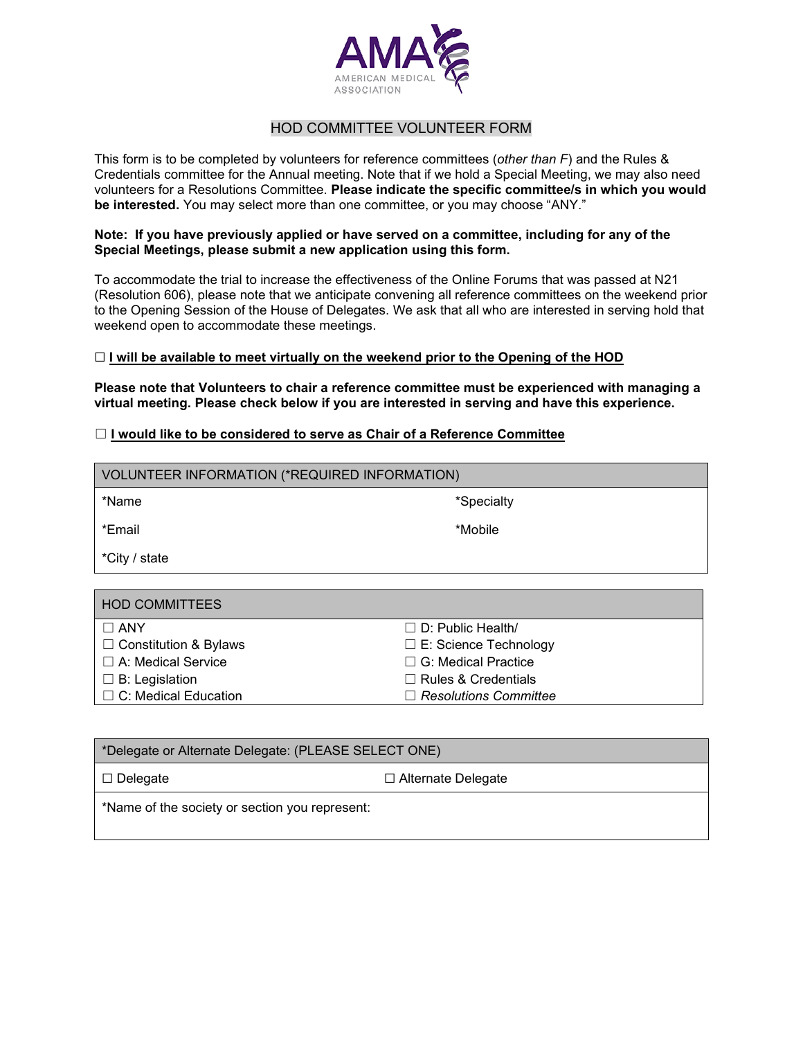# HOD COMMITTEE VOLUNTEER FORM

This form is to be completed by volunteers for reference committees (*other than F*) and the Rules & Credentials committee for the Annual meeting. Note that if we hold a Special Meeting, we may also need volunteers for a Resolutions Committee. **Please indicate the specific committee/s in which you would be interested.** You may select more than one committee, or you may choose "ANY."

**Note: If you have previously applied or have served on a committee, including for any of the Special Meetings, please submit a new application using this form.**

To accommodate the trial to increase the effectiveness of the Online Forums that was passed at N21 (Resolution 606), please note that we anticipate convening all reference committees on the weekend prior to the Opening Session of the House of Delegates. We ask that all who are interested in serving hold that weekend open to accommodate these meetings.

☐ **I will be available to meet virtually on the weekend prior to the Opening of the HOD**

**Please note that Volunteers to chair a reference committee must be experienced with managing a virtual meeting. Please check below if you are interested in serving and have this experience.**

☐ **I would like to be considered to serve as Chair of a Reference Committee**

| VOLUNTEER INFORMATION (*REQUIRED INFORMATION) | |
|---|---|
| *Name | *Specialty |
| *Email | *Mobile |
| *City / state | |

| HOD COMMITTEES | |
|---|---|
| ☐ ANY | ☐ D: Public Health/ |
| ☐ Constitution & Bylaws | ☐ E: Science Technology |
| ☐ A: Medical Service | ☐ G: Medical Practice |
| ☐ B: Legislation | ☐ Rules & Credentials |
| ☐ C: Medical Education | ☐ *Resolutions Committee* |

| *Delegate or Alternate Delegate: (PLEASE SELECT ONE) | |
|---|---|
| ☐ Delegate | ☐ Alternate Delegate |
| *Name of the society or section you represent: | |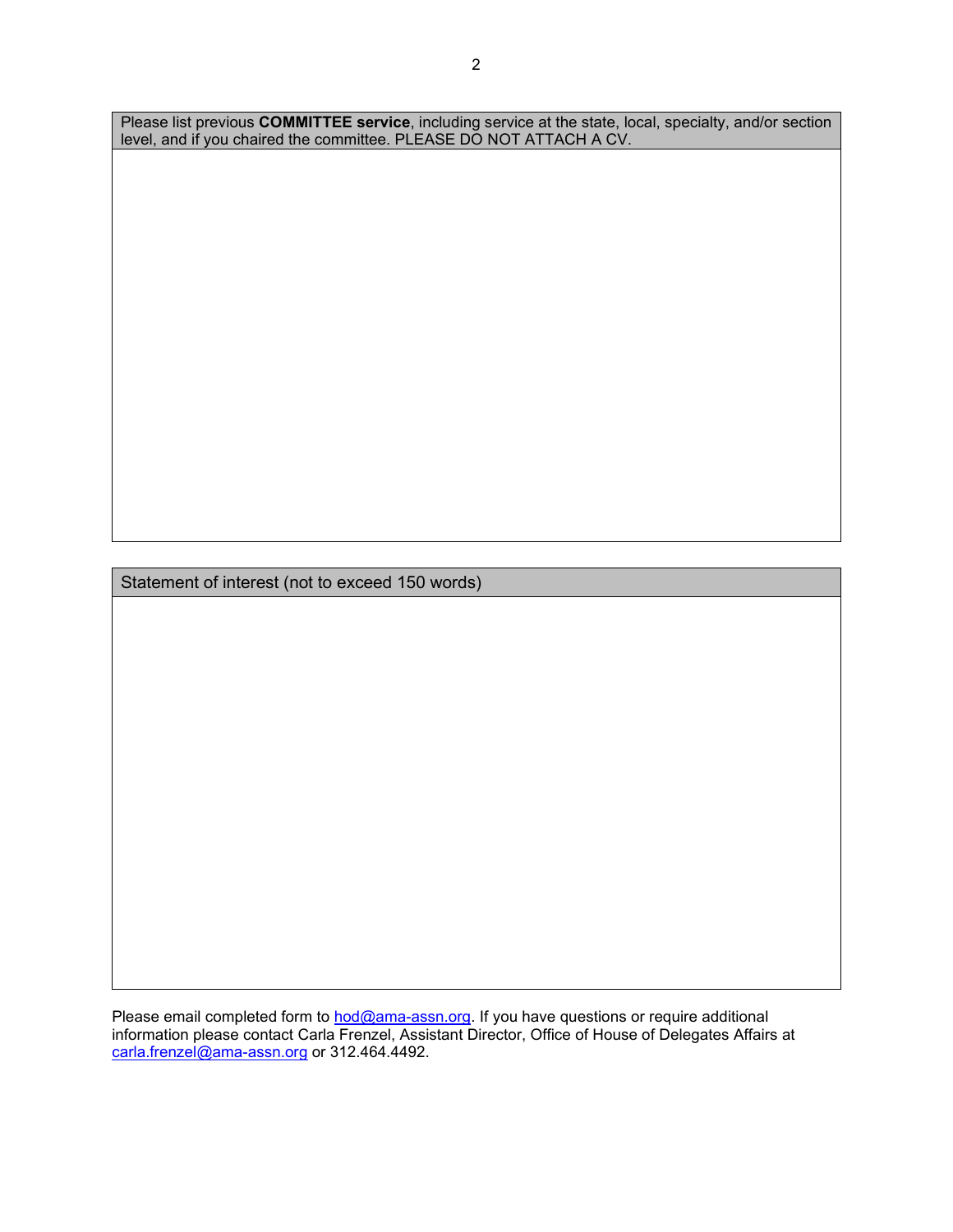| Please list previous **COMMITTEE service**, including service at the state, local, specialty, and/or section level, and if you chaired the committee. PLEASE DO NOT ATTACH A CV. |
| --- |
| |

| Statement of interest (not to exceed 150 words) |
| --- |
| |

Please email completed form to hod@ama-assn.org. If you have questions or require additional information please contact Carla Frenzel, Assistant Director, Office of House of Delegates Affairs at carla.frenzel@ama-assn.org or 312.464.4492.